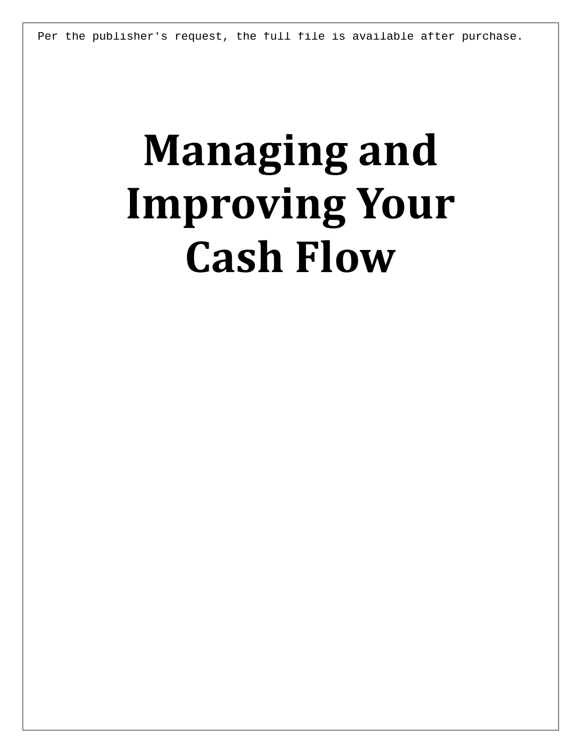# Managing and Improving Your Cash Flow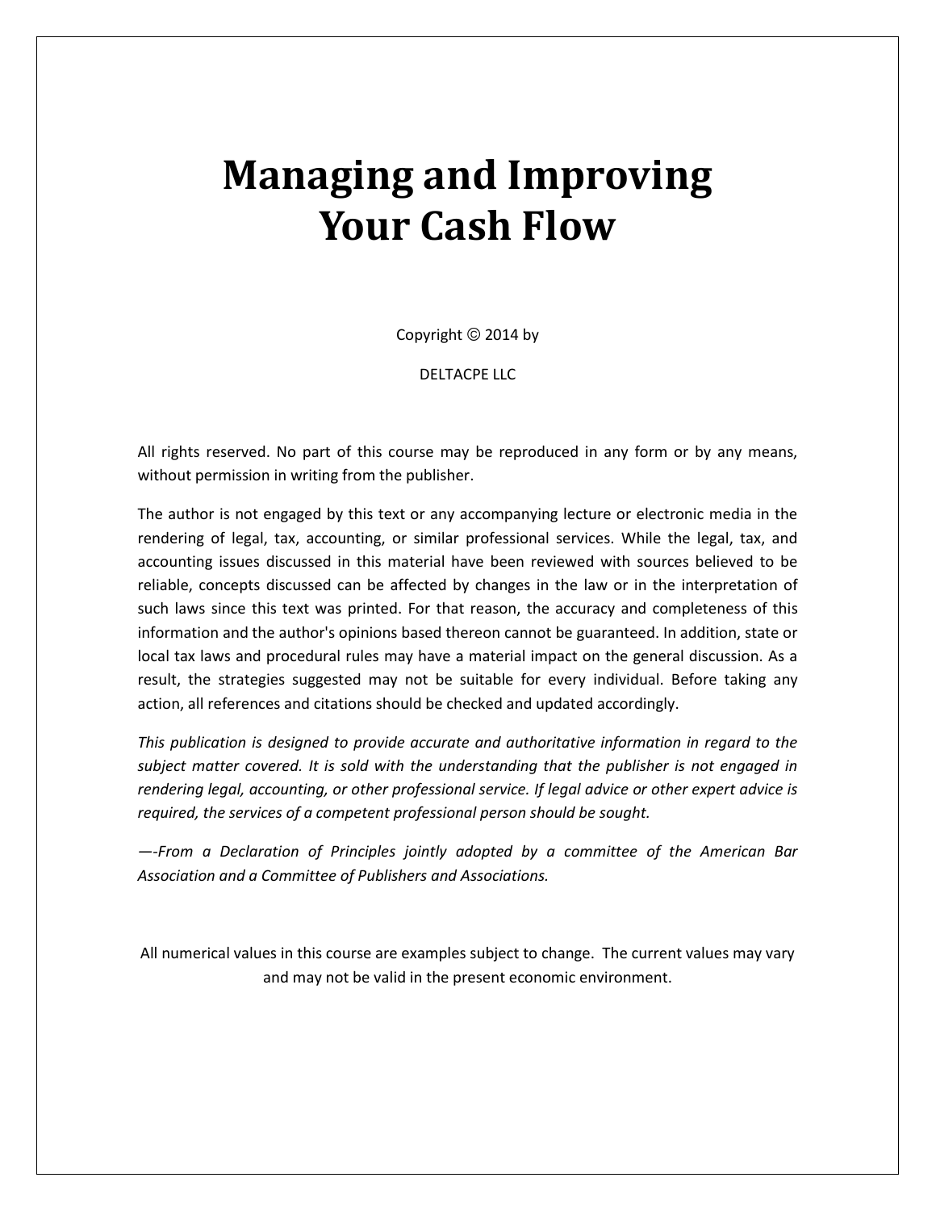# Managing and Improving Your Cash Flow

Copyright © 2014 by

DELTACPE LLC

All rights reserved. No part of this course may be reproduced in any form or by any means, without permission in writing from the publisher.

The author is not engaged by this text or any accompanying lecture or electronic media in the rendering of legal, tax, accounting, or similar professional services. While the legal, tax, and accounting issues discussed in this material have been reviewed with sources believed to be reliable, concepts discussed can be affected by changes in the law or in the interpretation of such laws since this text was printed. For that reason, the accuracy and completeness of this information and the author's opinions based thereon cannot be guaranteed. In addition, state or local tax laws and procedural rules may have a material impact on the general discussion. As a result, the strategies suggested may not be suitable for every individual. Before taking any action, all references and citations should be checked and updated accordingly.

*This publication is designed to provide accurate and authoritative information in regard to the subject matter covered. It is sold with the understanding that the publisher is not engaged in rendering legal, accounting, or other professional service. If legal advice or other expert advice is required, the services of a competent professional person should be sought.*

*—-From a Declaration of Principles jointly adopted by a committee of the American Bar Association and a Committee of Publishers and Associations.*

All numerical values in this course are examples subject to change. The current values may vary and may not be valid in the present economic environment.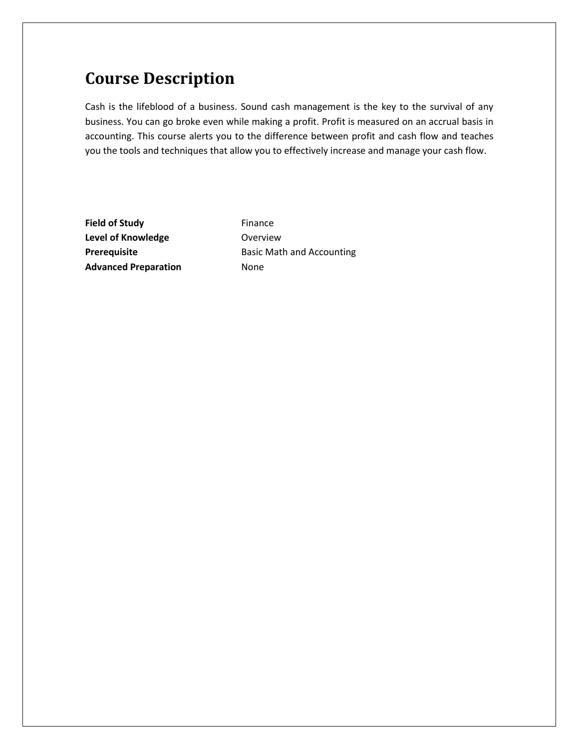# Course Description

Cash is the lifeblood of a business. Sound cash management is the key to the survival of any business. You can go broke even while making a profit. Profit is measured on an accrual basis in accounting. This course alerts you to the difference between profit and cash flow and teaches you the tools and techniques that allow you to effectively increase and manage your cash flow.

| | |
|---|---|
| **Field of Study** | Finance |
| **Level of Knowledge** | Overview |
| **Prerequisite** | Basic Math and Accounting |
| **Advanced Preparation** | None |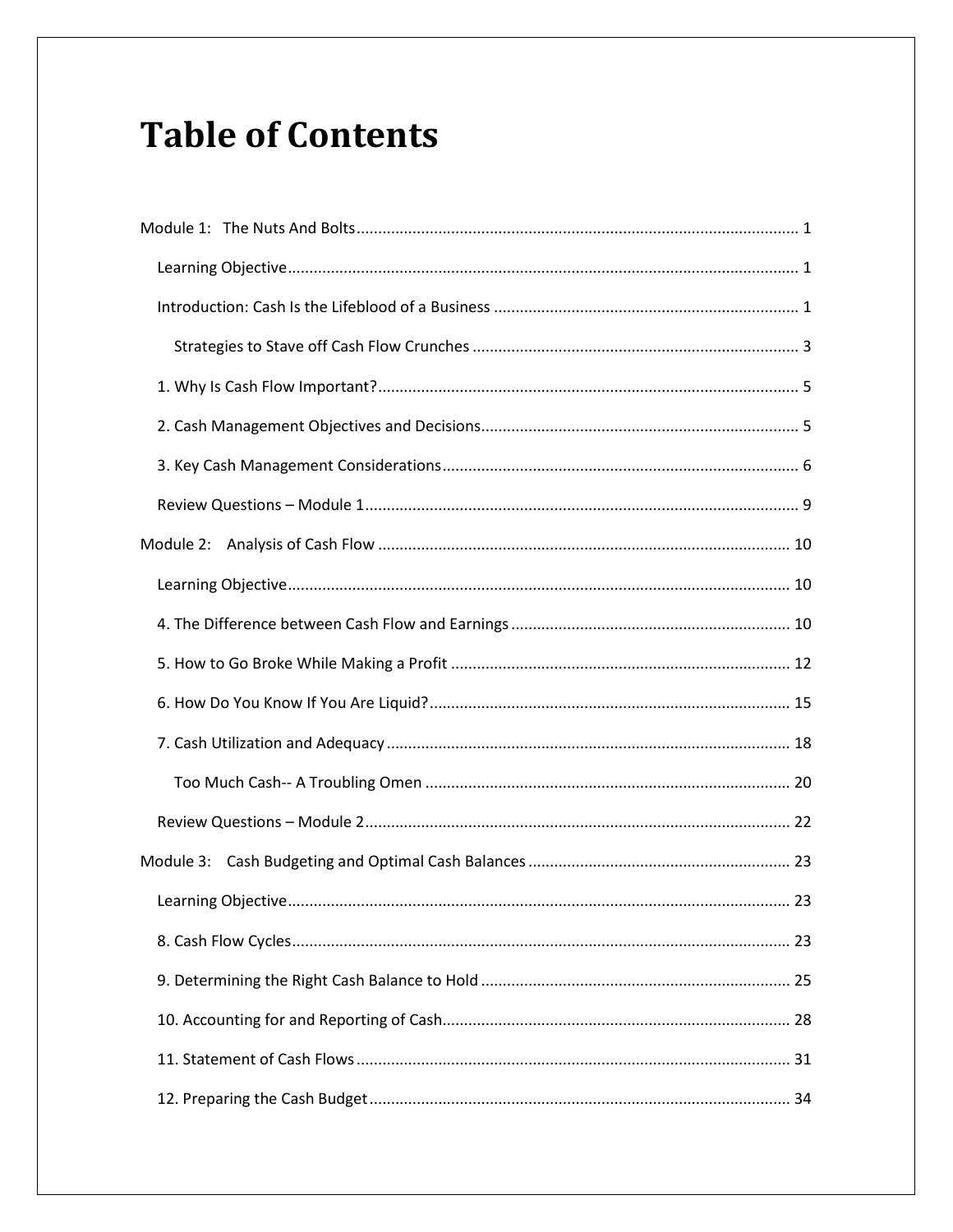# Table of Contents

Module 1: The Nuts And Bolts ..... 1

- Learning Objective ..... 1
- Introduction: Cash Is the Lifeblood of a Business ..... 1
  - Strategies to Stave off Cash Flow Crunches ..... 3
- 1. Why Is Cash Flow Important? ..... 5
- 2. Cash Management Objectives and Decisions ..... 5
- 3. Key Cash Management Considerations ..... 6
- Review Questions – Module 1 ..... 9

Module 2: Analysis of Cash Flow ..... 10

- Learning Objective ..... 10
- 4. The Difference between Cash Flow and Earnings ..... 10
- 5. How to Go Broke While Making a Profit ..... 12
- 6. How Do You Know If You Are Liquid? ..... 15
- 7. Cash Utilization and Adequacy ..... 18
  - Too Much Cash-- A Troubling Omen ..... 20
- Review Questions – Module 2 ..... 22

Module 3: Cash Budgeting and Optimal Cash Balances ..... 23

- Learning Objective ..... 23
- 8. Cash Flow Cycles ..... 23
- 9. Determining the Right Cash Balance to Hold ..... 25
- 10. Accounting for and Reporting of Cash ..... 28
- 11. Statement of Cash Flows ..... 31
- 12. Preparing the Cash Budget ..... 34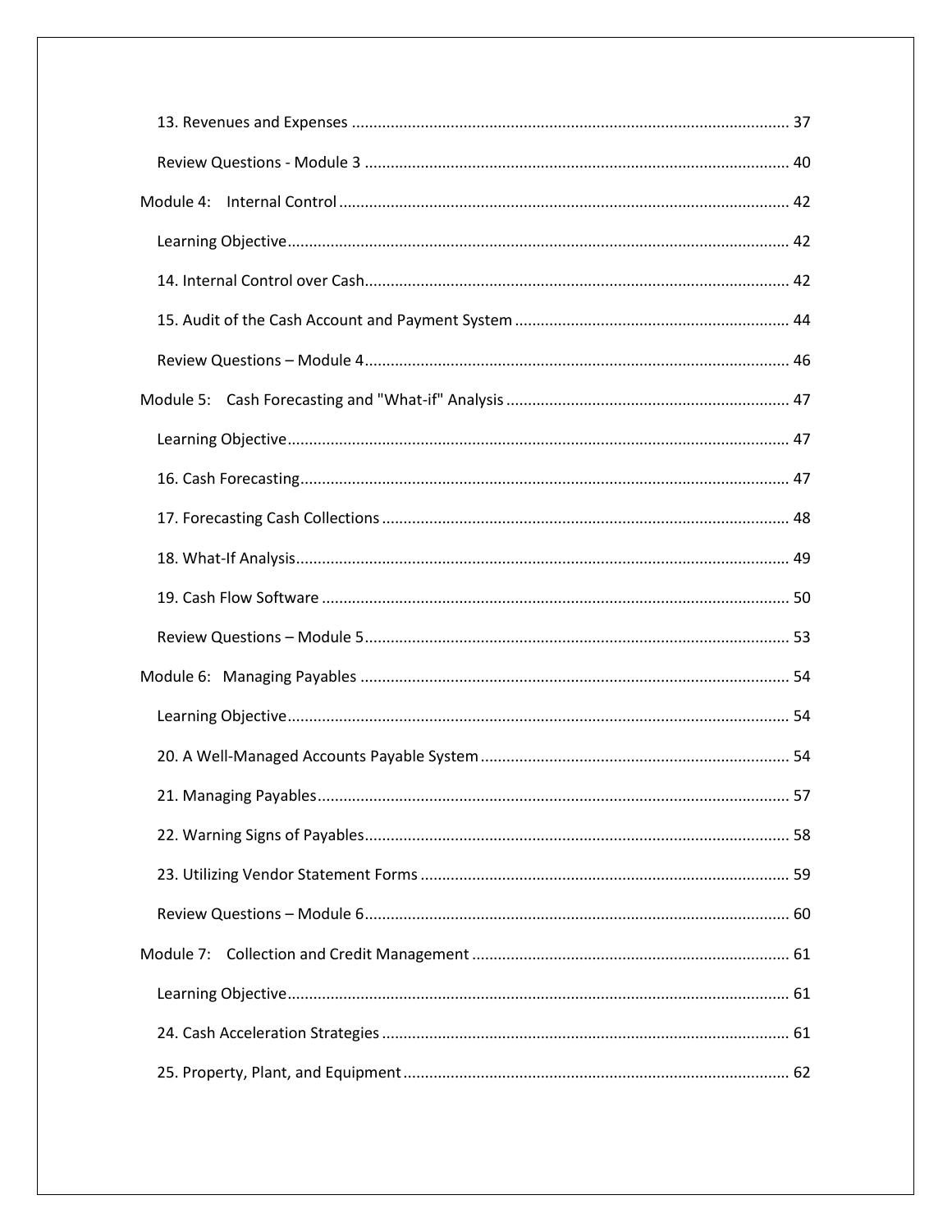13. Revenues and Expenses ........................................................................................................ 37

Review Questions - Module 3 ..................................................................................................... 40

Module 4: Internal Control ........................................................................................................... 42

Learning Objective....................................................................................................................... 42

14. Internal Control over Cash..................................................................................................... 42

15. Audit of the Cash Account and Payment System ................................................................ 44

Review Questions – Module 4..................................................................................................... 46

Module 5: Cash Forecasting and "What-if" Analysis .................................................................. 47

Learning Objective....................................................................................................................... 47

16. Cash Forecasting.................................................................................................................... 47

17. Forecasting Cash Collections ................................................................................................ 48

18. What-If Analysis..................................................................................................................... 49

19. Cash Flow Software ............................................................................................................... 50

Review Questions – Module 5..................................................................................................... 53

Module 6: Managing Payables ..................................................................................................... 54

Learning Objective....................................................................................................................... 54

20. A Well-Managed Accounts Payable System ......................................................................... 54

21. Managing Payables................................................................................................................ 57

22. Warning Signs of Payables..................................................................................................... 58

23. Utilizing Vendor Statement Forms ....................................................................................... 59

Review Questions – Module 6..................................................................................................... 60

Module 7: Collection and Credit Management ........................................................................... 61

Learning Objective....................................................................................................................... 61

24. Cash Acceleration Strategies ................................................................................................. 61

25. Property, Plant, and Equipment ............................................................................................ 62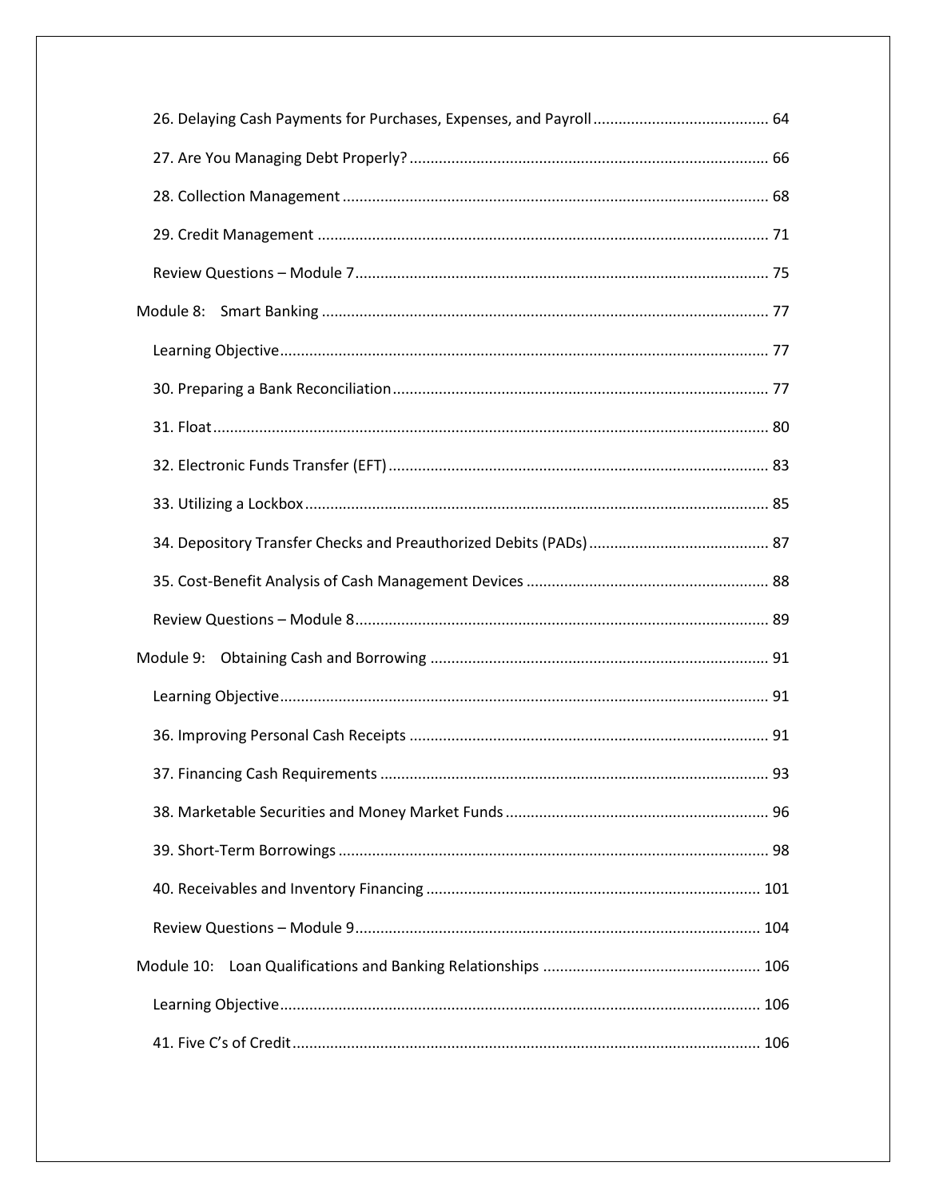26. Delaying Cash Payments for Purchases, Expenses, and Payroll ........................................ 64

27. Are You Managing Debt Properly? ........................................ 66

28. Collection Management ........................................ 68

29. Credit Management ........................................ 71

Review Questions – Module 7 ........................................ 75

Module 8: Smart Banking ........................................ 77

Learning Objective ........................................ 77

30. Preparing a Bank Reconciliation ........................................ 77

31. Float ........................................ 80

32. Electronic Funds Transfer (EFT) ........................................ 83

33. Utilizing a Lockbox ........................................ 85

34. Depository Transfer Checks and Preauthorized Debits (PADs) ........................................ 87

35. Cost-Benefit Analysis of Cash Management Devices ........................................ 88

Review Questions – Module 8 ........................................ 89

Module 9: Obtaining Cash and Borrowing ........................................ 91

Learning Objective ........................................ 91

36. Improving Personal Cash Receipts ........................................ 91

37. Financing Cash Requirements ........................................ 93

38. Marketable Securities and Money Market Funds ........................................ 96

39. Short-Term Borrowings ........................................ 98

40. Receivables and Inventory Financing ........................................ 101

Review Questions – Module 9 ........................................ 104

Module 10: Loan Qualifications and Banking Relationships ........................................ 106

Learning Objective ........................................ 106

41. Five C's of Credit ........................................ 106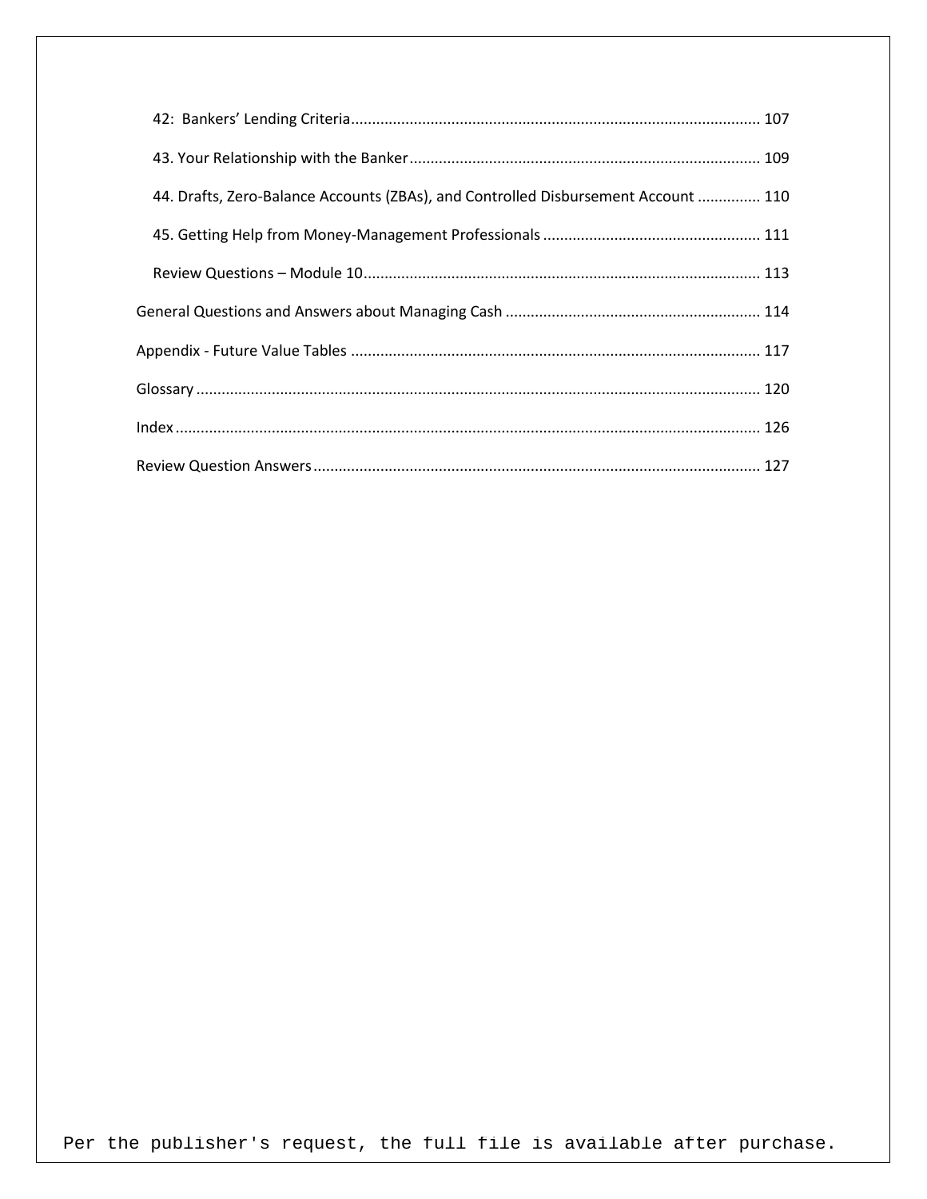42: Bankers' Lending Criteria ........................................................................................ 107

43. Your Relationship with the Banker ........................................................................ 109

44. Drafts, Zero-Balance Accounts (ZBAs), and Controlled Disbursement Account ............... 110

45. Getting Help from Money-Management Professionals ................................................... 111

Review Questions – Module 10 .............................................................................. 113

General Questions and Answers about Managing Cash ........................................................ 114

Appendix - Future Value Tables .................................................................................... 117

Glossary ...................................................................................................................... 120

Index ........................................................................................................................... 126

Review Question Answers ................................................................................................ 127

Per the publisher's request, the full file is available after purchase.